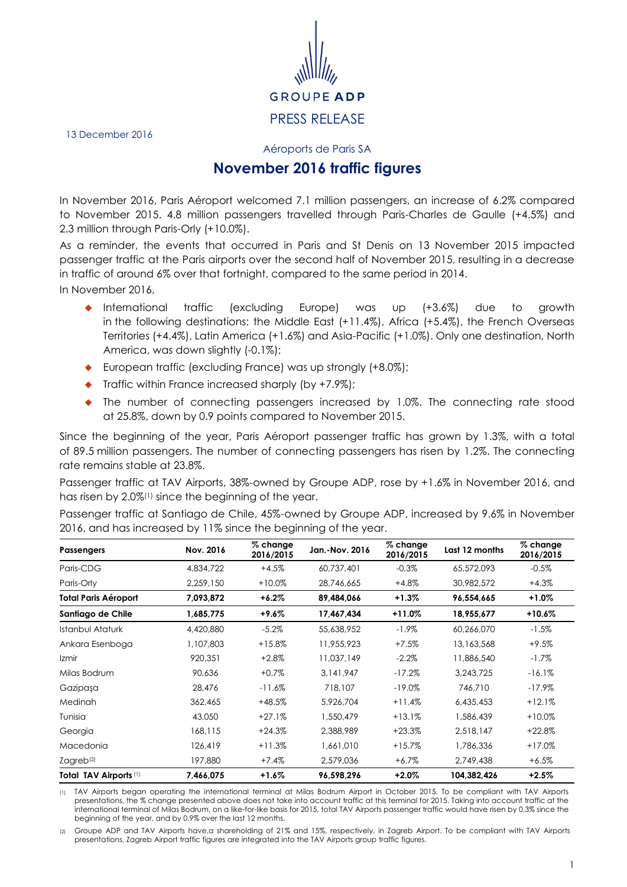GROUPE ADP

PRESS RELEASE

13 December 2016

Aéroports de Paris SA

# November 2016 traffic figures

In November 2016, Paris Aéroport welcomed 7.1 million passengers, an increase of 6.2% compared to November 2015. 4.8 million passengers travelled through Paris-Charles de Gaulle (+4.5%) and 2.3 million through Paris-Orly (+10.0%).

As a reminder, the events that occurred in Paris and St Denis on 13 November 2015 impacted passenger traffic at the Paris airports over the second half of November 2015, resulting in a decrease in traffic of around 6% over that fortnight, compared to the same period in 2014.

In November 2016,

- International traffic (excluding Europe) was up (+3.6%) due to growth in the following destinations: the Middle East (+11.4%), Africa (+5.4%), the French Overseas Territories (+4.4%), Latin America (+1.6%) and Asia-Pacific (+1.0%). Only one destination, North America, was down slightly (-0.1%);
- European traffic (excluding France) was up strongly (+8.0%);
- Traffic within France increased sharply (by +7.9%);
- The number of connecting passengers increased by 1.0%. The connecting rate stood at 25.8%, down by 0.9 points compared to November 2015.

Since the beginning of the year, Paris Aéroport passenger traffic has grown by 1.3%, with a total of 89.5 million passengers. The number of connecting passengers has risen by 1.2%. The connecting rate remains stable at 23.8%.

Passenger traffic at TAV Airports, 38%-owned by Groupe ADP, rose by +1.6% in November 2016, and has risen by 2.0%[1] since the beginning of the year.

Passenger traffic at Santiago de Chile, 45%-owned by Groupe ADP, increased by 9.6% in November 2016, and has increased by 11% since the beginning of the year.

| Passengers | Nov. 2016 | % change 2016/2015 | Jan.-Nov. 2016 | % change 2016/2015 | Last 12 months | % change 2016/2015 |
|---|---|---|---|---|---|---|
| Paris-CDG | 4,834,722 | +4.5% | 60,737,401 | -0.3% | 65,572,093 | -0.5% |
| Paris-Orly | 2,259,150 | +10.0% | 28,746,665 | +4.8% | 30,982,572 | +4.3% |
| **Total Paris Aéroport** | **7,093,872** | **+6.2%** | **89,484,066** | **+1.3%** | **96,554,665** | **+1.0%** |
| **Santiago de Chile** | **1,685,775** | **+9.6%** | **17,467,434** | **+11.0%** | **18,955,677** | **+10.6%** |
| Istanbul Ataturk | 4,420,880 | -5.2% | 55,638,952 | -1.9% | 60,266,070 | -1.5% |
| Ankara Esenboga | 1,107,803 | +15.8% | 11,955,923 | +7.5% | 13,163,568 | +9.5% |
| Izmir | 920,351 | +2.8% | 11,037,149 | -2.2% | 11,886,540 | -1.7% |
| Milas Bodrum | 90,636 | +0.7% | 3,141,947 | -17.2% | 3,243,725 | -16.1% |
| Gazipaşa | 28,476 | -11.6% | 718,107 | -19.0% | 746,710 | -17.9% |
| Medinah | 362,465 | +48.5% | 5,926,704 | +11.4% | 6,435,453 | +12.1% |
| Tunisia | 43,050 | +27.1% | 1,550,479 | +13.1% | 1,586,439 | +10.0% |
| Georgia | 168,115 | +24.3% | 2,388,989 | +23.3% | 2,518,147 | +22.8% |
| Macedonia | 126,419 | +11.3% | 1,661,010 | +15.7% | 1,786,336 | +17.0% |
| Zagreb[2] | 197,880 | +7.4% | 2,579,036 | +6.7% | 2,749,438 | +6.5% |
| **Total TAV Airports** [1] | **7,466,075** | **+1.6%** | **96,598,296** | **+2.0%** | **104,382,426** | **+2.5%** |

[1] TAV Airports began operating the international terminal at Milas Bodrum Airport in October 2015. To be compliant with TAV Airports presentations, the % change presented above does not take into account traffic at this terminal for 2015. Taking into account traffic at the international terminal of Milas Bodrum, on a like-for-like basis for 2015, total TAV Airports passenger traffic would have risen by 0.3% since the beginning of the year, and by 0.9% over the last 12 months.

[2] Groupe ADP and TAV Airports have,a shareholding of 21% and 15%, respectively, in Zagreb Airport. To be compliant with TAV Airports presentations, Zagreb Airport traffic figures are integrated into the TAV Airports group traffic figures.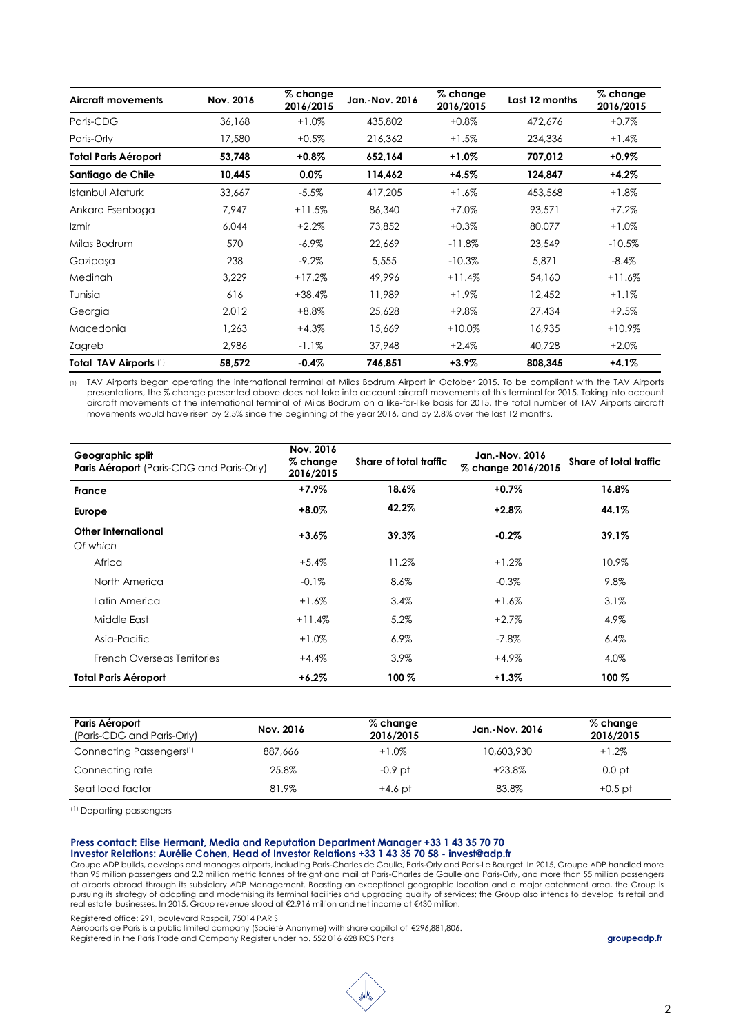| Aircraft movements | Nov. 2016 | % change 2016/2015 | Jan.-Nov. 2016 | % change 2016/2015 | Last 12 months | % change 2016/2015 |
|---|---|---|---|---|---|---|
| Paris-CDG | 36,168 | +1.0% | 435,802 | +0.8% | 472,676 | +0.7% |
| Paris-Orly | 17,580 | +0.5% | 216,362 | +1.5% | 234,336 | +1.4% |
| **Total Paris Aéroport** | **53,748** | **+0.8%** | **652,164** | **+1.0%** | **707,012** | **+0.9%** |
| **Santiago de Chile** | **10,445** | **0.0%** | **114,462** | **+4.5%** | **124,847** | **+4.2%** |
| Istanbul Ataturk | 33,667 | -5.5% | 417,205 | +1.6% | 453,568 | +1.8% |
| Ankara Esenboga | 7,947 | +11.5% | 86,340 | +7.0% | 93,571 | +7.2% |
| Izmir | 6,044 | +2.2% | 73,852 | +0.3% | 80,077 | +1.0% |
| Milas Bodrum | 570 | -6.9% | 22,669 | -11.8% | 23,549 | -10.5% |
| Gazipaşa | 238 | -9.2% | 5,555 | -10.3% | 5,871 | -8.4% |
| Medinah | 3,229 | +17.2% | 49,996 | +11.4% | 54,160 | +11.6% |
| Tunisia | 616 | +38.4% | 11,989 | +1.9% | 12,452 | +1.1% |
| Georgia | 2,012 | +8.8% | 25,628 | +9.8% | 27,434 | +9.5% |
| Macedonia | 1,263 | +4.3% | 15,669 | +10.0% | 16,935 | +10.9% |
| Zagreb | 2,986 | -1.1% | 37,948 | +2.4% | 40,728 | +2.0% |
| **Total TAV Airports** (1) | **58,572** | **-0.4%** | **746,851** | **+3.9%** | **808,345** | **+4.1%** |

(1) TAV Airports began operating the international terminal at Milas Bodrum Airport in October 2015. To be compliant with the TAV Airports presentations, the % change presented above does not take into account aircraft movements at this terminal for 2015. Taking into account aircraft movements at the international terminal of Milas Bodrum on a like-for-like basis for 2015, the total number of TAV Airports aircraft movements would have risen by 2.5% since the beginning of the year 2016, and by 2.8% over the last 12 months.

| Geographic split **Paris Aéroport** (Paris-CDG and Paris-Orly) | Nov. 2016 % change 2016/2015 | Share of total traffic | Jan.-Nov. 2016 % change 2016/2015 | Share of total traffic |
|---|---|---|---|---|
| **France** | **+7.9%** | **18.6%** | **+0.7%** | **16.8%** |
| **Europe** | **+8.0%** | **42.2%** | **+2.8%** | **44.1%** |
| **Other International** *Of which* | **+3.6%** | **39.3%** | **-0.2%** | **39.1%** |
| Africa | +5.4% | 11.2% | +1.2% | 10.9% |
| North America | -0.1% | 8.6% | -0.3% | 9.8% |
| Latin America | +1.6% | 3.4% | +1.6% | 3.1% |
| Middle East | +11.4% | 5.2% | +2.7% | 4.9% |
| Asia-Pacific | +1.0% | 6.9% | -7.8% | 6.4% |
| French Overseas Territories | +4.4% | 3.9% | +4.9% | 4.0% |
| **Total Paris Aéroport** | **+6.2%** | **100 %** | **+1.3%** | **100 %** |

| **Paris Aéroport** (Paris-CDG and Paris-Orly) | Nov. 2016 | % change 2016/2015 | Jan.-Nov. 2016 | % change 2016/2015 |
|---|---|---|---|---|
| Connecting Passengers(1) | 887,666 | +1.0% | 10,603,930 | +1.2% |
| Connecting rate | 25.8% | -0.9 pt | +23.8% | 0.0 pt |
| Seat load factor | 81.9% | +4.6 pt | 83.8% | +0.5 pt |

(1) Departing passengers

**Press contact: Elise Hermant, Media and Reputation Department Manager +33 1 43 35 70 70**
**Investor Relations: Aurélie Cohen, Head of Investor Relations +33 1 43 35 70 58 - invest@adp.fr**

Groupe ADP builds, develops and manages airports, including Paris-Charles de Gaulle, Paris-Orly and Paris-Le Bourget. In 2015, Groupe ADP handled more than 95 million passengers and 2.2 million metric tonnes of freight and mail at Paris-Charles de Gaulle and Paris-Orly, and more than 55 million passengers at airports abroad through its subsidiary ADP Management. Boasting an exceptional geographic location and a major catchment area, the Group is pursuing its strategy of adapting and modernising its terminal facilities and upgrading quality of services; the Group also intends to develop its retail and real estate businesses. In 2015, Group revenue stood at €2,916 million and net income at €430 million.

Registered office: 291, boulevard Raspail, 75014 PARIS
Aéroports de Paris is a public limited company (Société Anonyme) with share capital of €296,881,806.
Registered in the Paris Trade and Company Register under no. 552 016 628 RCS Paris

**groupeadp.fr**